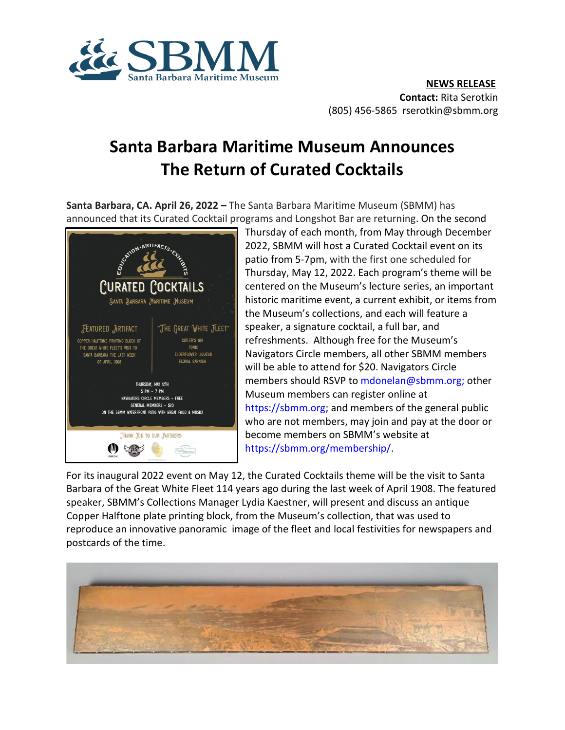**NEWS RELEASE**
**Contact:** Rita Serotkin
(805) 456-5865 rserotkin@sbmm.org

# Santa Barbara Maritime Museum Announces The Return of Curated Cocktails

**Santa Barbara, CA. April 26, 2022 –** The Santa Barbara Maritime Museum (SBMM) has announced that its Curated Cocktail programs and Longshot Bar are returning. On the second Thursday of each month, from May through December 2022, SBMM will host a Curated Cocktail event on its patio from 5-7pm, with the first one scheduled for Thursday, May 12, 2022. Each program's theme will be centered on the Museum's lecture series, an important historic maritime event, a current exhibit, or items from the Museum's collections, and each will feature a speaker, a signature cocktail, a full bar, and refreshments. Although free for the Museum's Navigators Circle members, all other SBMM members will be able to attend for $20. Navigators Circle members should RSVP to mdonelan@sbmm.org; other Museum members can register online at https://sbmm.org; and members of the general public who are not members, may join and pay at the door or become members on SBMM's website at https://sbmm.org/membership/.

For its inaugural 2022 event on May 12, the Curated Cocktails theme will be the visit to Santa Barbara of the Great White Fleet 114 years ago during the last week of April 1908. The featured speaker, SBMM's Collections Manager Lydia Kaestner, will present and discuss an antique Copper Halftone plate printing block, from the Museum's collection, that was used to reproduce an innovative panoramic image of the fleet and local festivities for newspapers and postcards of the time.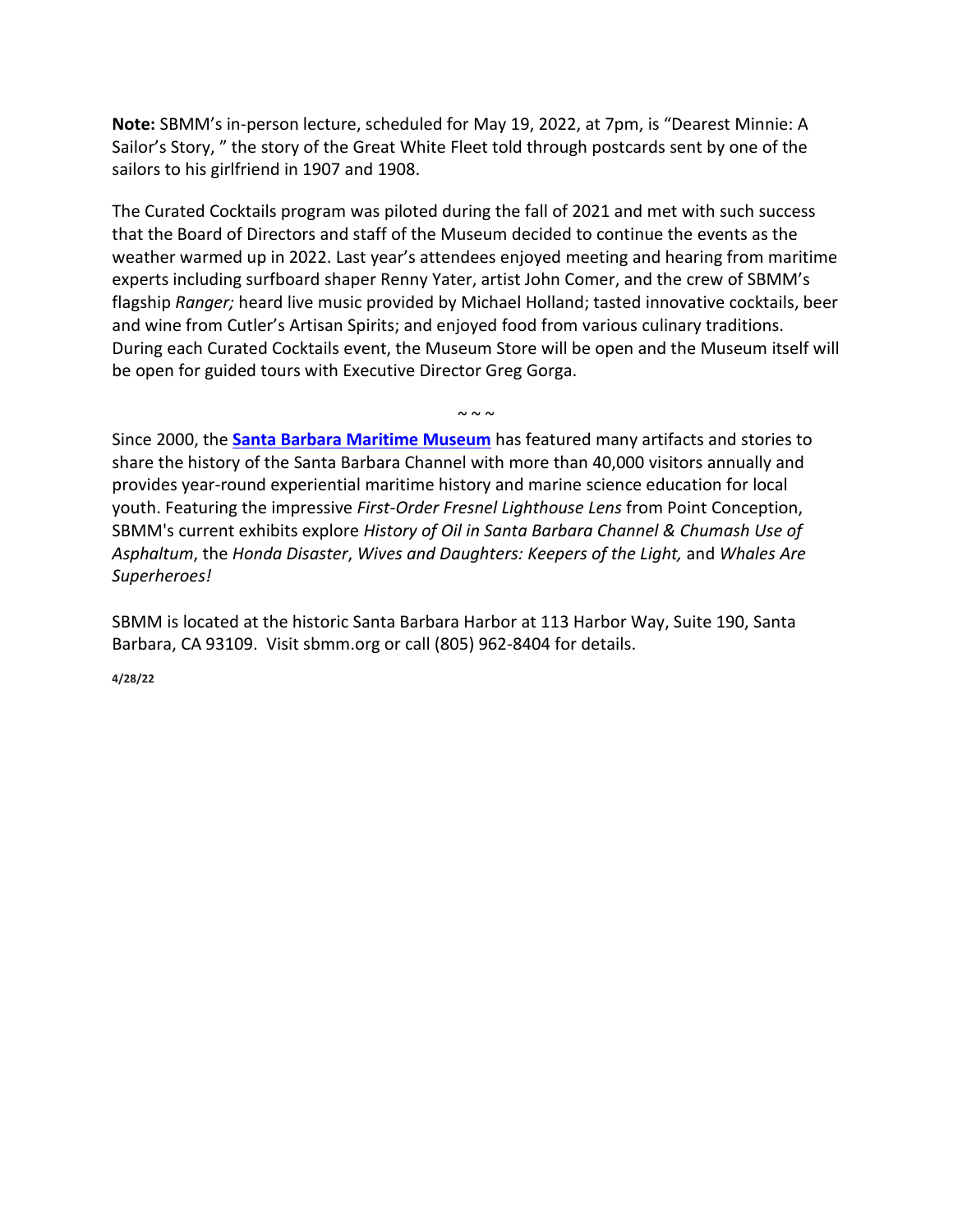**Note:** SBMM's in-person lecture, scheduled for May 19, 2022, at 7pm, is "Dearest Minnie: A Sailor's Story, " the story of the Great White Fleet told through postcards sent by one of the sailors to his girlfriend in 1907 and 1908.

The Curated Cocktails program was piloted during the fall of 2021 and met with such success that the Board of Directors and staff of the Museum decided to continue the events as the weather warmed up in 2022. Last year's attendees enjoyed meeting and hearing from maritime experts including surfboard shaper Renny Yater, artist John Comer, and the crew of SBMM's flagship *Ranger;* heard live music provided by Michael Holland; tasted innovative cocktails, beer and wine from Cutler's Artisan Spirits; and enjoyed food from various culinary traditions. During each Curated Cocktails event, the Museum Store will be open and the Museum itself will be open for guided tours with Executive Director Greg Gorga.

~ ~ ~

Since 2000, the **Santa Barbara Maritime Museum** has featured many artifacts and stories to share the history of the Santa Barbara Channel with more than 40,000 visitors annually and provides year-round experiential maritime history and marine science education for local youth. Featuring the impressive *First-Order Fresnel Lighthouse Lens* from Point Conception, SBMM's current exhibits explore *History of Oil in Santa Barbara Channel & Chumash Use of Asphaltum*, the *Honda Disaster*, *Wives and Daughters: Keepers of the Light,* and *Whales Are Superheroes!*

SBMM is located at the historic Santa Barbara Harbor at 113 Harbor Way, Suite 190, Santa Barbara, CA 93109. Visit sbmm.org or call (805) 962-8404 for details.

**4/28/22**